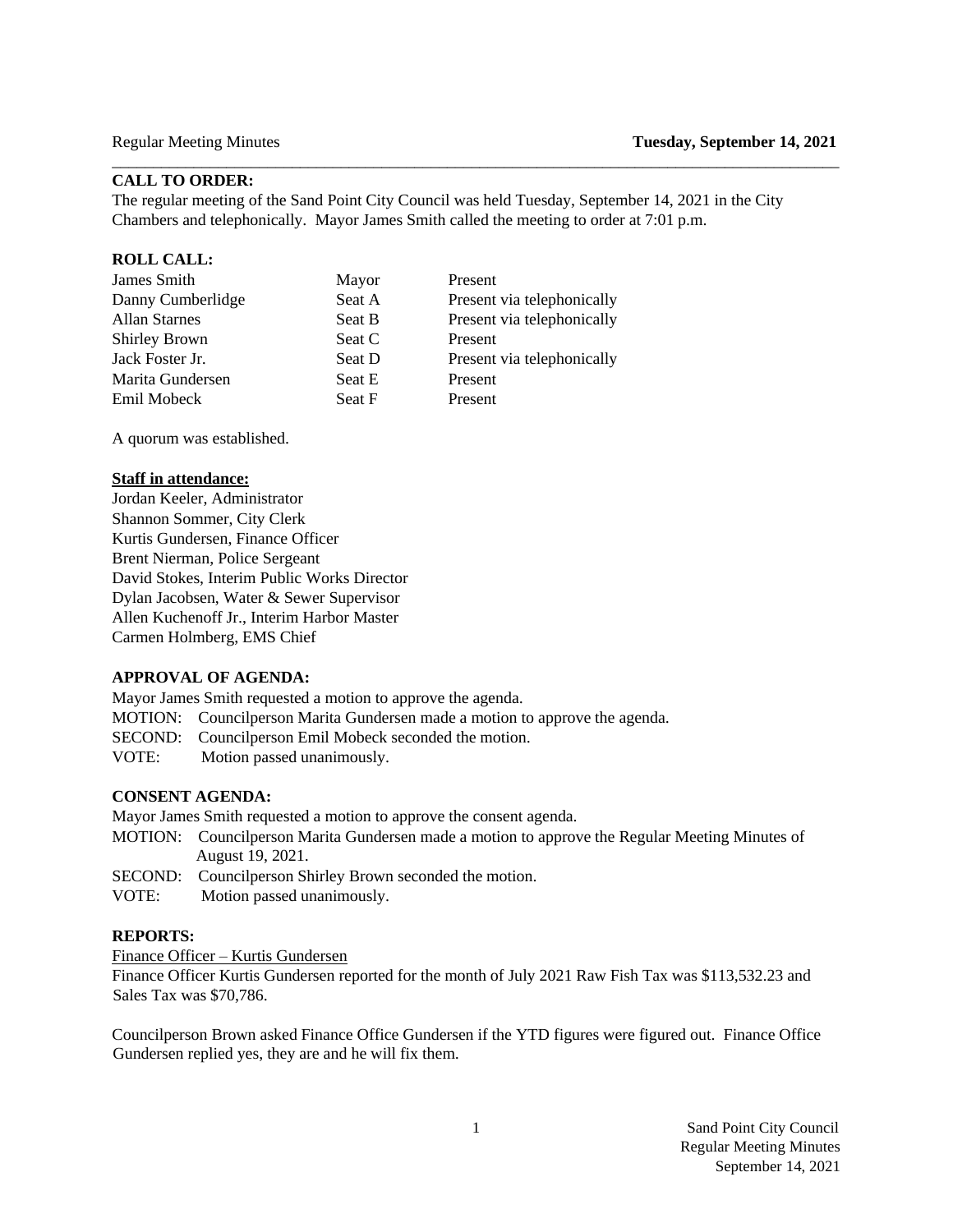Regular Meeting Minutes **Tuesday, September 14, 2021**

## CALL TO ORDER:

The regular meeting of the Sand Point City Council was held Tuesday, September 14, 2021 in the City Chambers and telephonically. Mayor James Smith called the meeting to order at 7:01 p.m.

## ROLL CALL:

| | | |
|---|---|---|
| James Smith | Mayor | Present |
| Danny Cumberlidge | Seat A | Present via telephonically |
| Allan Starnes | Seat B | Present via telephonically |
| Shirley Brown | Seat C | Present |
| Jack Foster Jr. | Seat D | Present via telephonically |
| Marita Gundersen | Seat E | Present |
| Emil Mobeck | Seat F | Present |

A quorum was established.

**Staff in attendance:**

Jordan Keeler, Administrator
Shannon Sommer, City Clerk
Kurtis Gundersen, Finance Officer
Brent Nierman, Police Sergeant
David Stokes, Interim Public Works Director
Dylan Jacobsen, Water & Sewer Supervisor
Allen Kuchenoff Jr., Interim Harbor Master
Carmen Holmberg, EMS Chief

## APPROVAL OF AGENDA:

Mayor James Smith requested a motion to approve the agenda.

MOTION: Councilperson Marita Gundersen made a motion to approve the agenda.
SECOND: Councilperson Emil Mobeck seconded the motion.
VOTE: Motion passed unanimously.

## CONSENT AGENDA:

Mayor James Smith requested a motion to approve the consent agenda.

MOTION: Councilperson Marita Gundersen made a motion to approve the Regular Meeting Minutes of August 19, 2021.
SECOND: Councilperson Shirley Brown seconded the motion.
VOTE: Motion passed unanimously.

## REPORTS:

Finance Officer – Kurtis Gundersen

Finance Officer Kurtis Gundersen reported for the month of July 2021 Raw Fish Tax was $113,532.23 and Sales Tax was $70,786.

Councilperson Brown asked Finance Office Gundersen if the YTD figures were figured out. Finance Office Gundersen replied yes, they are and he will fix them.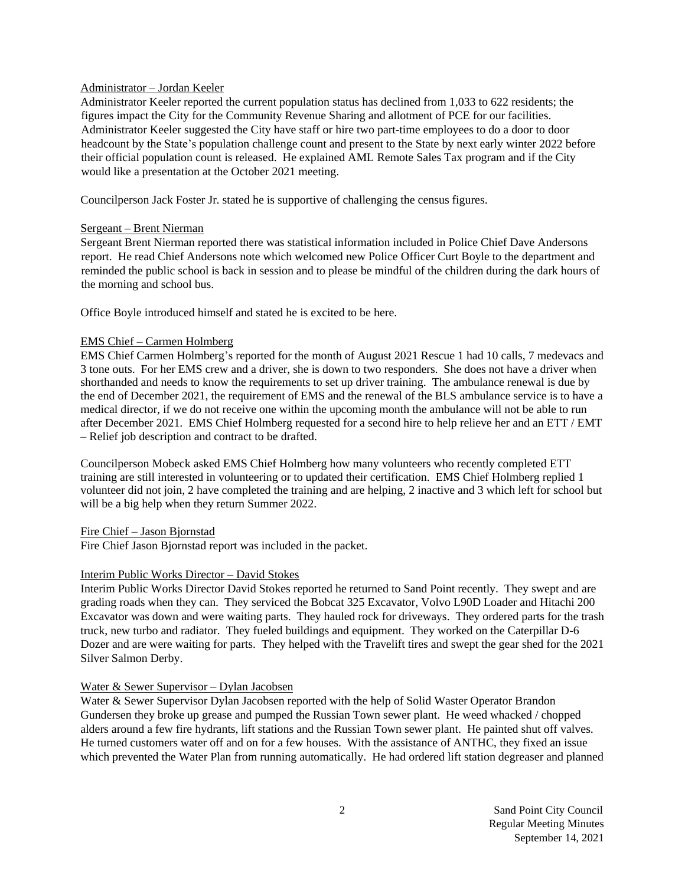Administrator – Jordan Keeler

Administrator Keeler reported the current population status has declined from 1,033 to 622 residents; the figures impact the City for the Community Revenue Sharing and allotment of PCE for our facilities. Administrator Keeler suggested the City have staff or hire two part-time employees to do a door to door headcount by the State's population challenge count and present to the State by next early winter 2022 before their official population count is released. He explained AML Remote Sales Tax program and if the City would like a presentation at the October 2021 meeting.

Councilperson Jack Foster Jr. stated he is supportive of challenging the census figures.

Sergeant – Brent Nierman

Sergeant Brent Nierman reported there was statistical information included in Police Chief Dave Andersons report. He read Chief Andersons note which welcomed new Police Officer Curt Boyle to the department and reminded the public school is back in session and to please be mindful of the children during the dark hours of the morning and school bus.

Office Boyle introduced himself and stated he is excited to be here.

EMS Chief – Carmen Holmberg

EMS Chief Carmen Holmberg's reported for the month of August 2021 Rescue 1 had 10 calls, 7 medevacs and 3 tone outs. For her EMS crew and a driver, she is down to two responders. She does not have a driver when shorthanded and needs to know the requirements to set up driver training. The ambulance renewal is due by the end of December 2021, the requirement of EMS and the renewal of the BLS ambulance service is to have a medical director, if we do not receive one within the upcoming month the ambulance will not be able to run after December 2021. EMS Chief Holmberg requested for a second hire to help relieve her and an ETT / EMT – Relief job description and contract to be drafted.

Councilperson Mobeck asked EMS Chief Holmberg how many volunteers who recently completed ETT training are still interested in volunteering or to updated their certification. EMS Chief Holmberg replied 1 volunteer did not join, 2 have completed the training and are helping, 2 inactive and 3 which left for school but will be a big help when they return Summer 2022.

Fire Chief – Jason Bjornstad

Fire Chief Jason Bjornstad report was included in the packet.

Interim Public Works Director – David Stokes

Interim Public Works Director David Stokes reported he returned to Sand Point recently. They swept and are grading roads when they can. They serviced the Bobcat 325 Excavator, Volvo L90D Loader and Hitachi 200 Excavator was down and were waiting parts. They hauled rock for driveways. They ordered parts for the trash truck, new turbo and radiator. They fueled buildings and equipment. They worked on the Caterpillar D-6 Dozer and are were waiting for parts. They helped with the Travelift tires and swept the gear shed for the 2021 Silver Salmon Derby.

Water & Sewer Supervisor – Dylan Jacobsen

Water & Sewer Supervisor Dylan Jacobsen reported with the help of Solid Waster Operator Brandon Gundersen they broke up grease and pumped the Russian Town sewer plant. He weed whacked / chopped alders around a few fire hydrants, lift stations and the Russian Town sewer plant. He painted shut off valves. He turned customers water off and on for a few houses. With the assistance of ANTHC, they fixed an issue which prevented the Water Plan from running automatically. He had ordered lift station degreaser and planned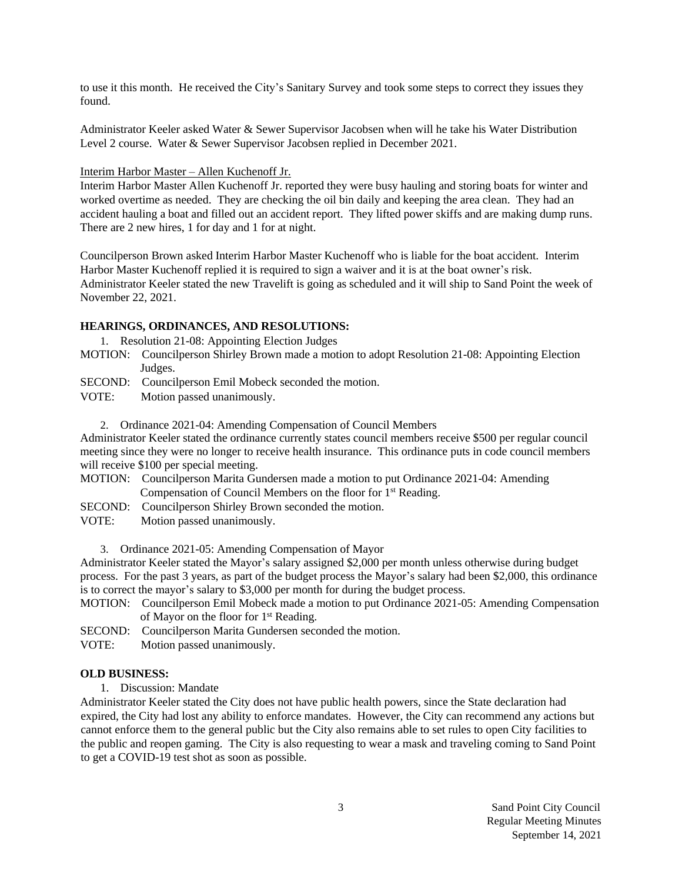to use it this month. He received the City's Sanitary Survey and took some steps to correct they issues they found.

Administrator Keeler asked Water & Sewer Supervisor Jacobsen when will he take his Water Distribution Level 2 course. Water & Sewer Supervisor Jacobsen replied in December 2021.

Interim Harbor Master – Allen Kuchenoff Jr.

Interim Harbor Master Allen Kuchenoff Jr. reported they were busy hauling and storing boats for winter and worked overtime as needed. They are checking the oil bin daily and keeping the area clean. They had an accident hauling a boat and filled out an accident report. They lifted power skiffs and are making dump runs. There are 2 new hires, 1 for day and 1 for at night.

Councilperson Brown asked Interim Harbor Master Kuchenoff who is liable for the boat accident. Interim Harbor Master Kuchenoff replied it is required to sign a waiver and it is at the boat owner's risk. Administrator Keeler stated the new Travelift is going as scheduled and it will ship to Sand Point the week of November 22, 2021.

**HEARINGS, ORDINANCES, AND RESOLUTIONS:**

1. Resolution 21-08: Appointing Election Judges

MOTION: Councilperson Shirley Brown made a motion to adopt Resolution 21-08: Appointing Election Judges.
SECOND: Councilperson Emil Mobeck seconded the motion.
VOTE: Motion passed unanimously.

2. Ordinance 2021-04: Amending Compensation of Council Members

Administrator Keeler stated the ordinance currently states council members receive $500 per regular council meeting since they were no longer to receive health insurance. This ordinance puts in code council members will receive $100 per special meeting.

MOTION: Councilperson Marita Gundersen made a motion to put Ordinance 2021-04: Amending Compensation of Council Members on the floor for 1st Reading.
SECOND: Councilperson Shirley Brown seconded the motion.
VOTE: Motion passed unanimously.

3. Ordinance 2021-05: Amending Compensation of Mayor

Administrator Keeler stated the Mayor's salary assigned $2,000 per month unless otherwise during budget process. For the past 3 years, as part of the budget process the Mayor's salary had been $2,000, this ordinance is to correct the mayor's salary to $3,000 per month for during the budget process.

MOTION: Councilperson Emil Mobeck made a motion to put Ordinance 2021-05: Amending Compensation of Mayor on the floor for 1st Reading.
SECOND: Councilperson Marita Gundersen seconded the motion.
VOTE: Motion passed unanimously.

**OLD BUSINESS:**

1. Discussion: Mandate

Administrator Keeler stated the City does not have public health powers, since the State declaration had expired, the City had lost any ability to enforce mandates. However, the City can recommend any actions but cannot enforce them to the general public but the City also remains able to set rules to open City facilities to the public and reopen gaming. The City is also requesting to wear a mask and traveling coming to Sand Point to get a COVID-19 test shot as soon as possible.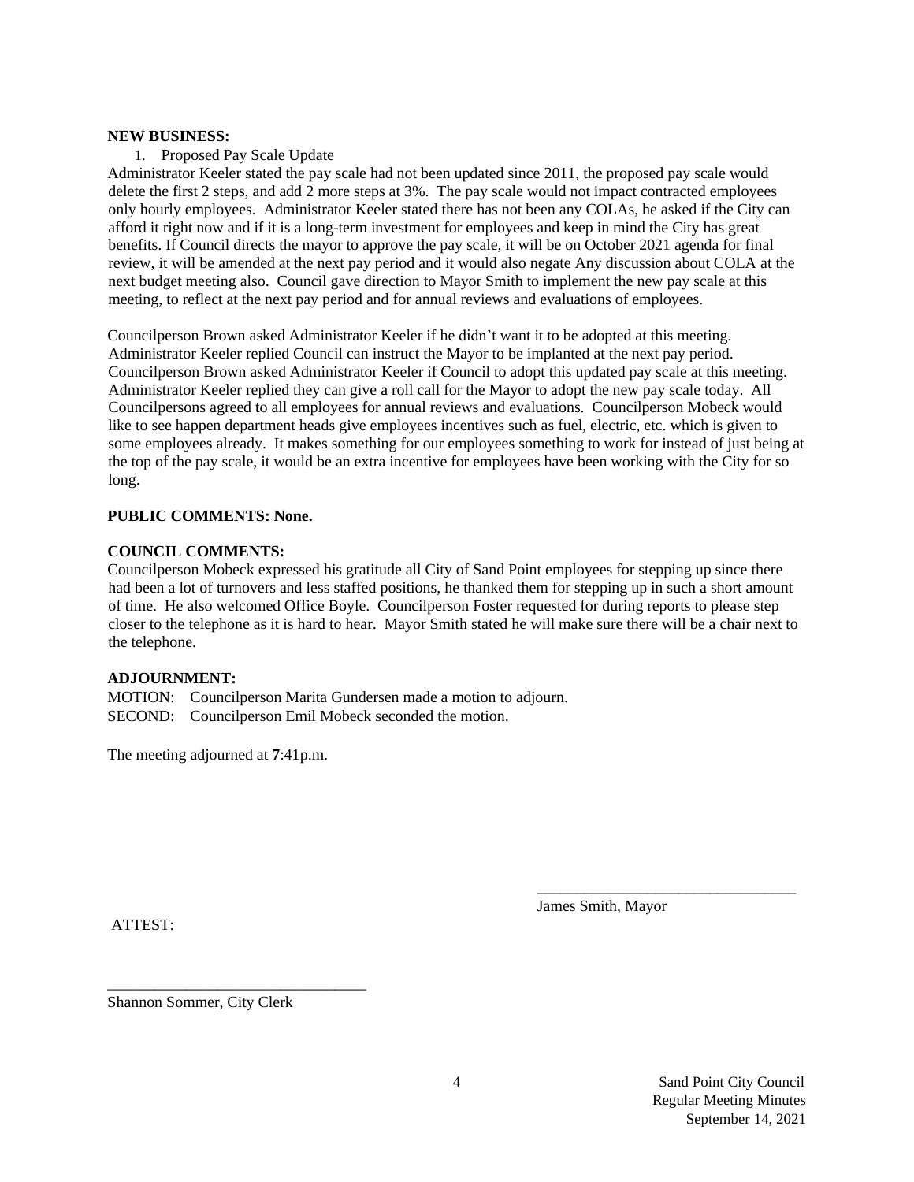**NEW BUSINESS:**

1. Proposed Pay Scale Update

Administrator Keeler stated the pay scale had not been updated since 2011, the proposed pay scale would delete the first 2 steps, and add 2 more steps at 3%. The pay scale would not impact contracted employees only hourly employees. Administrator Keeler stated there has not been any COLAs, he asked if the City can afford it right now and if it is a long-term investment for employees and keep in mind the City has great benefits. If Council directs the mayor to approve the pay scale, it will be on October 2021 agenda for final review, it will be amended at the next pay period and it would also negate Any discussion about COLA at the next budget meeting also. Council gave direction to Mayor Smith to implement the new pay scale at this meeting, to reflect at the next pay period and for annual reviews and evaluations of employees.

Councilperson Brown asked Administrator Keeler if he didn't want it to be adopted at this meeting. Administrator Keeler replied Council can instruct the Mayor to be implanted at the next pay period. Councilperson Brown asked Administrator Keeler if Council to adopt this updated pay scale at this meeting. Administrator Keeler replied they can give a roll call for the Mayor to adopt the new pay scale today. All Councilpersons agreed to all employees for annual reviews and evaluations. Councilperson Mobeck would like to see happen department heads give employees incentives such as fuel, electric, etc. which is given to some employees already. It makes something for our employees something to work for instead of just being at the top of the pay scale, it would be an extra incentive for employees have been working with the City for so long.

**PUBLIC COMMENTS: None.**

**COUNCIL COMMENTS:**

Councilperson Mobeck expressed his gratitude all City of Sand Point employees for stepping up since there had been a lot of turnovers and less staffed positions, he thanked them for stepping up in such a short amount of time. He also welcomed Office Boyle. Councilperson Foster requested for during reports to please step closer to the telephone as it is hard to hear. Mayor Smith stated he will make sure there will be a chair next to the telephone.

**ADJOURNMENT:**

MOTION: Councilperson Marita Gundersen made a motion to adjourn.
SECOND: Councilperson Emil Mobeck seconded the motion.

The meeting adjourned at **7**:41p.m.

_________________________________
James Smith, Mayor

ATTEST:

_________________________________
Shannon Sommer, City Clerk